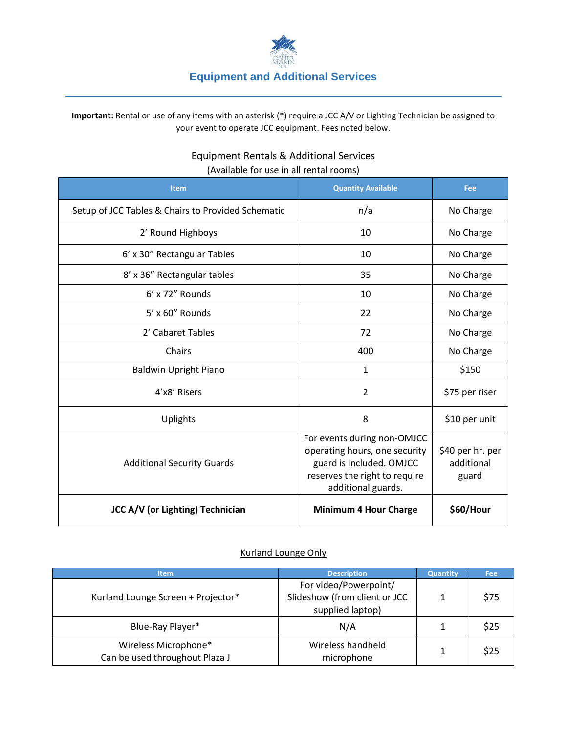# Equipment and Additional Services

**Important:** Rental or use of any items with an asterisk (*) require a JCC A/V or Lighting Technician be assigned to your event to operate JCC equipment. Fees noted below.

## Equipment Rentals & Additional Services

(Available for use in all rental rooms)

| Item | Quantity Available | Fee |
|---|---|---|
| Setup of JCC Tables & Chairs to Provided Schematic | n/a | No Charge |
| 2' Round Highboys | 10 | No Charge |
| 6' x 30" Rectangular Tables | 10 | No Charge |
| 8' x 36" Rectangular tables | 35 | No Charge |
| 6' x 72" Rounds | 10 | No Charge |
| 5' x 60" Rounds | 22 | No Charge |
| 2' Cabaret Tables | 72 | No Charge |
| Chairs | 400 | No Charge |
| Baldwin Upright Piano | 1 | $150 |
| 4'x8' Risers | 2 | $75 per riser |
| Uplights | 8 | $10 per unit |
| Additional Security Guards | For events during non-OMJCC operating hours, one security guard is included. OMJCC reserves the right to require additional guards. | $40 per hr. per additional guard |
| **JCC A/V (or Lighting) Technician** | **Minimum 4 Hour Charge** | **$60/Hour** |

## Kurland Lounge Only

| Item | Description | Quantity | Fee |
|---|---|---|---|
| Kurland Lounge Screen + Projector* | For video/Powerpoint/ Slideshow (from client or JCC supplied laptop) | 1 | $75 |
| Blue-Ray Player* | N/A | 1 | $25 |
| Wireless Microphone* Can be used throughout Plaza J | Wireless handheld microphone | 1 | $25 |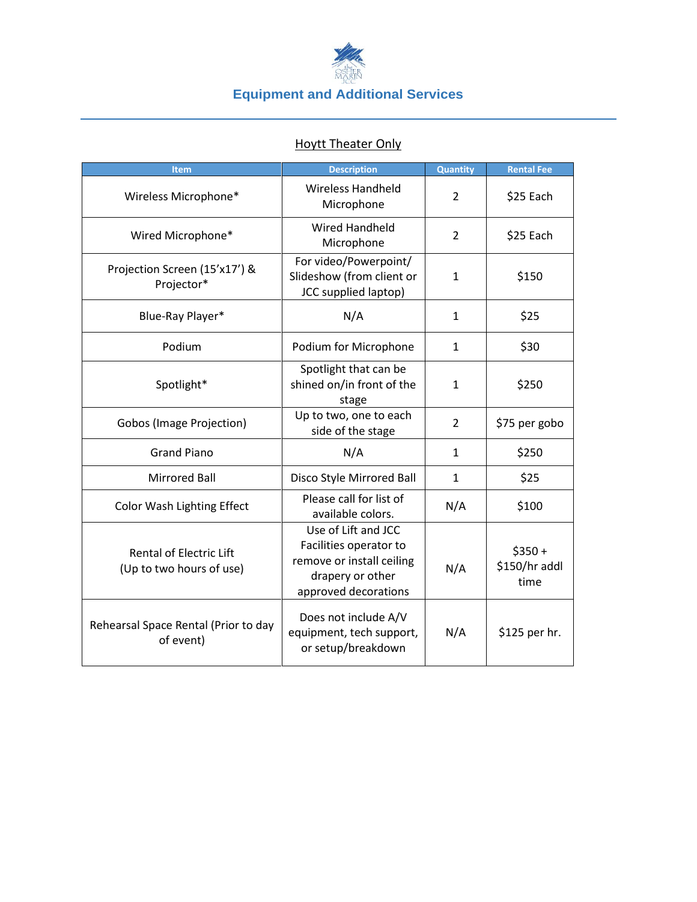# Equipment and Additional Services

## Hoytt Theater Only

| Item | Description | Quantity | Rental Fee |
|---|---|---|---|
| Wireless Microphone* | Wireless Handheld Microphone | 2 | $25 Each |
| Wired Microphone* | Wired Handheld Microphone | 2 | $25 Each |
| Projection Screen (15'x17') & Projector* | For video/Powerpoint/ Slideshow (from client or JCC supplied laptop) | 1 | $150 |
| Blue-Ray Player* | N/A | 1 | $25 |
| Podium | Podium for Microphone | 1 | $30 |
| Spotlight* | Spotlight that can be shined on/in front of the stage | 1 | $250 |
| Gobos (Image Projection) | Up to two, one to each side of the stage | 2 | $75 per gobo |
| Grand Piano | N/A | 1 | $250 |
| Mirrored Ball | Disco Style Mirrored Ball | 1 | $25 |
| Color Wash Lighting Effect | Please call for list of available colors. | N/A | $100 |
| Rental of Electric Lift (Up to two hours of use) | Use of Lift and JCC Facilities operator to remove or install ceiling drapery or other approved decorations | N/A | $350 + $150/hr addl time |
| Rehearsal Space Rental (Prior to day of event) | Does not include A/V equipment, tech support, or setup/breakdown | N/A | $125 per hr. |